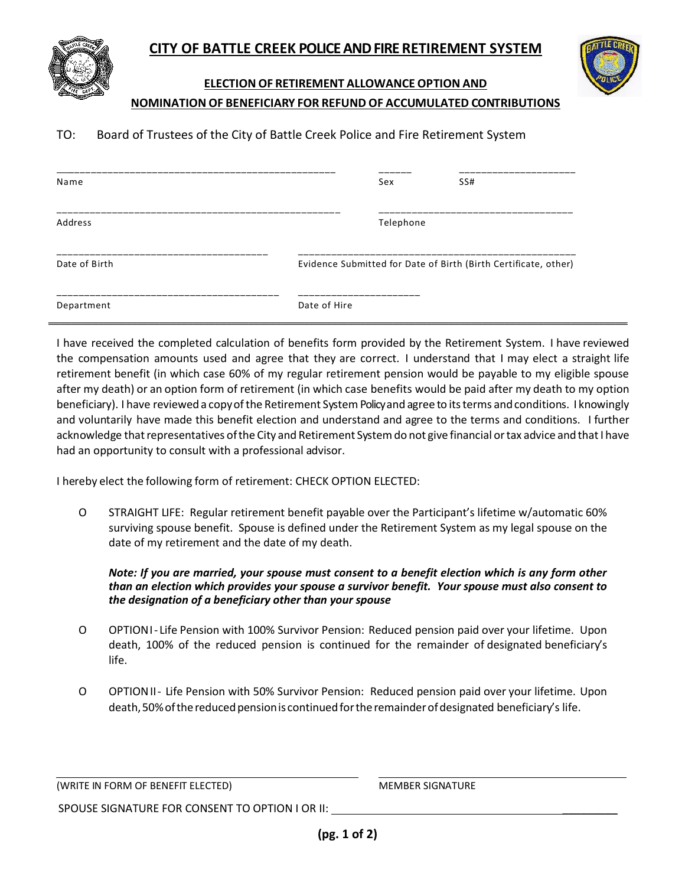# CITY OF BATTLE CREEK POLICE AND FIRE RETIREMENT SYSTEM

## ELECTION OF RETIREMENT ALLOWANCE OPTION AND NOMINATION OF BENEFICIARY FOR REFUND OF ACCUMULATED CONTRIBUTIONS

TO: Board of Trustees of the City of Battle Creek Police and Fire Retirement System

| | | |
|---|---|---|
| Name | Sex | SS# |
| Address | Telephone | |
| Date of Birth | Evidence Submitted for Date of Birth (Birth Certificate, other) | |
| Department | Date of Hire | |

I have received the completed calculation of benefits form provided by the Retirement System. I have reviewed the compensation amounts used and agree that they are correct. I understand that I may elect a straight life retirement benefit (in which case 60% of my regular retirement pension would be payable to my eligible spouse after my death) or an option form of retirement (in which case benefits would be paid after my death to my option beneficiary). I have reviewed a copy of the Retirement System Policy and agree to its terms and conditions. I knowingly and voluntarily have made this benefit election and understand and agree to the terms and conditions. I further acknowledge that representatives of the City and Retirement System do not give financial or tax advice and that I have had an opportunity to consult with a professional advisor.

I hereby elect the following form of retirement: CHECK OPTION ELECTED:

- O STRAIGHT LIFE: Regular retirement benefit payable over the Participant's lifetime w/automatic 60% surviving spouse benefit. Spouse is defined under the Retirement System as my legal spouse on the date of my retirement and the date of my death.

  ***Note: If you are married, your spouse must consent to a benefit election which is any form other than an election which provides your spouse a survivor benefit. Your spouse must also consent to the designation of a beneficiary other than your spouse***

- O OPTION I - Life Pension with 100% Survivor Pension: Reduced pension paid over your lifetime. Upon death, 100% of the reduced pension is continued for the remainder of designated beneficiary's life.

- O OPTION II - Life Pension with 50% Survivor Pension: Reduced pension paid over your lifetime. Upon death, 50% of the reduced pension is continued for the remainder of designated beneficiary's life.

______________________________ (WRITE IN FORM OF BENEFIT ELECTED)

______________________________ MEMBER SIGNATURE

SPOUSE SIGNATURE FOR CONSENT TO OPTION I OR II: ______________________________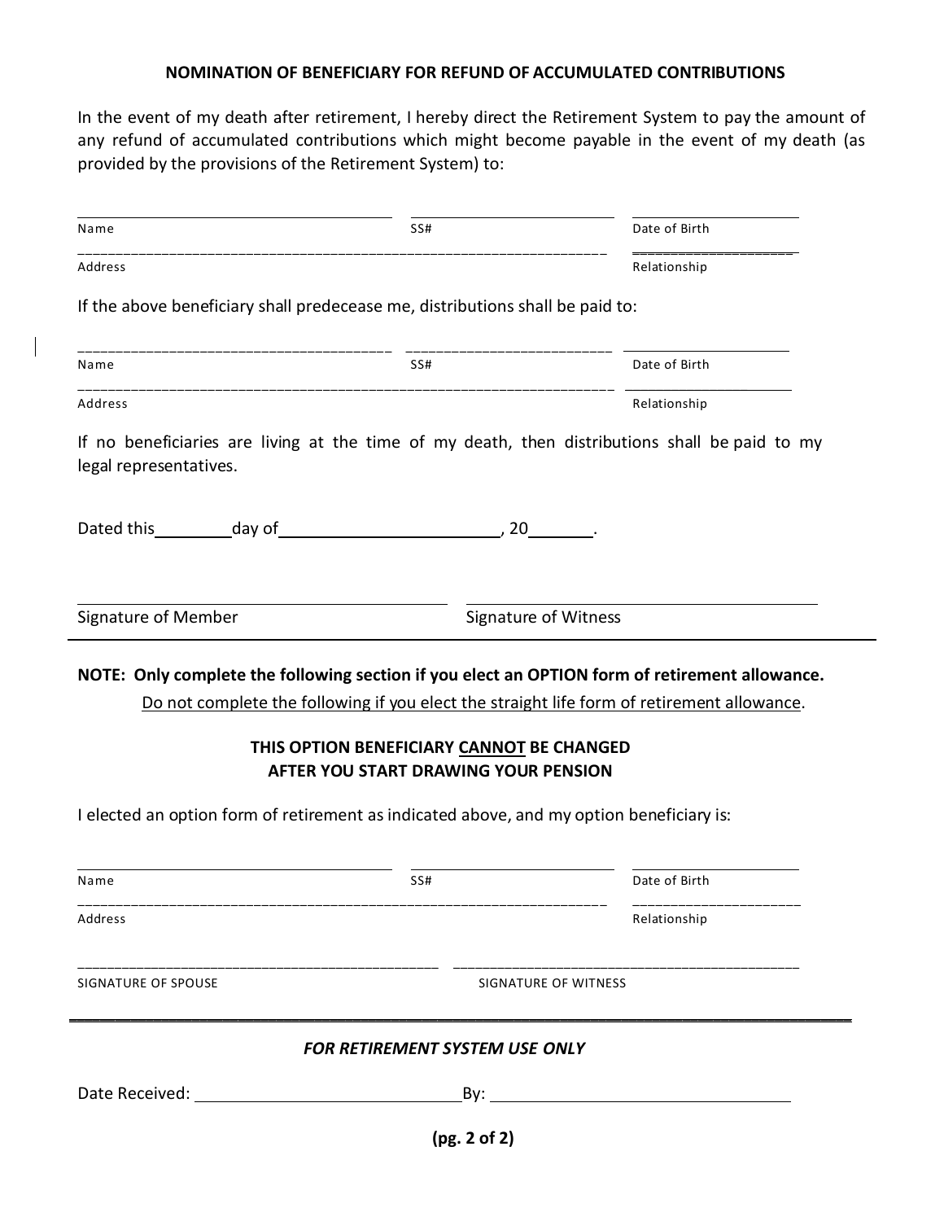## NOMINATION OF BENEFICIARY FOR REFUND OF ACCUMULATED CONTRIBUTIONS

In the event of my death after retirement, I hereby direct the Retirement System to pay the amount of any refund of accumulated contributions which might become payable in the event of my death (as provided by the provisions of the Retirement System) to:

| | | |
|---|---|---|
| Name | SS# | Date of Birth |
| Address | | Relationship |

If the above beneficiary shall predecease me, distributions shall be paid to:

| | | |
|---|---|---|
| Name | SS# | Date of Birth |
| Address | | Relationship |

If no beneficiaries are living at the time of my death, then distributions shall be paid to my legal representatives.

Dated this ________ day of ________________________, 20_______.

| | |
|---|---|
| Signature of Member | Signature of Witness |

---

**NOTE: Only complete the following section if you elect an OPTION form of retirement allowance.**

Do not complete the following if you elect the straight life form of retirement allowance.

**THIS OPTION BENEFICIARY CANNOT BE CHANGED AFTER YOU START DRAWING YOUR PENSION**

I elected an option form of retirement as indicated above, and my option beneficiary is:

| | | |
|---|---|---|
| Name | SS# | Date of Birth |
| Address | | Relationship |

| | |
|---|---|
| SIGNATURE OF SPOUSE | SIGNATURE OF WITNESS |

---

***FOR RETIREMENT SYSTEM USE ONLY***

Date Received: ______________________________ By: __________________________________